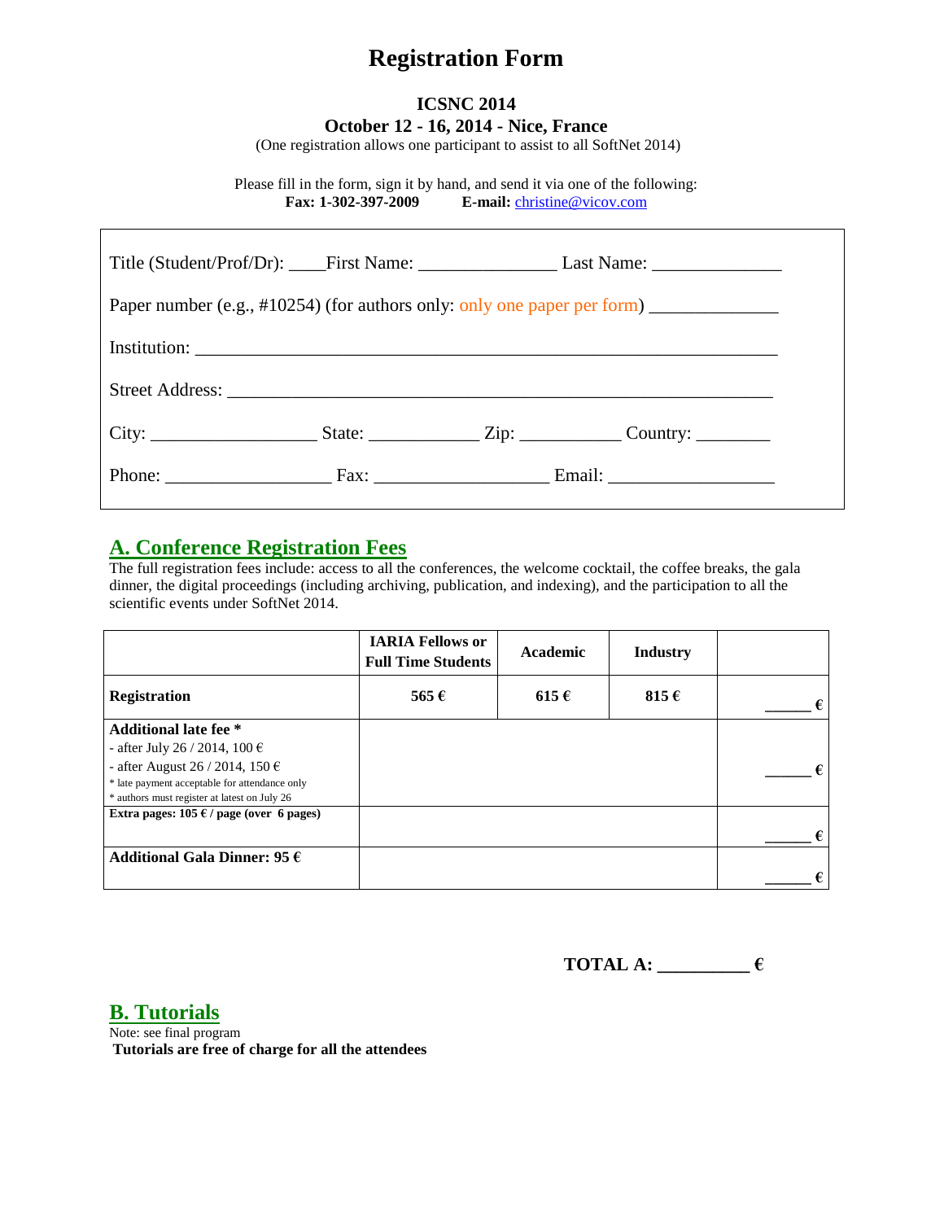# Registration Form

**ICSNC 2014**

**October 12 - 16, 2014 - Nice, France**

(One registration allows one participant to assist to all SoftNet 2014)

Please fill in the form, sign it by hand, and send it via one of the following:
**Fax: 1-302-397-2009** **E-mail:** christine@vicov.com

Title (Student/Prof/Dr): ____First Name: _______________ Last Name: ______________

Paper number (e.g., #10254) (for authors only: only one paper per form) ______________

Institution: _________________________________________________________________

Street Address: ______________________________________________________________

City: __________________ State: ____________ Zip: ___________ Country: ________

Phone: __________________ Fax: ___________________ Email: __________________

## A. Conference Registration Fees

The full registration fees include: access to all the conferences, the welcome cocktail, the coffee breaks, the gala dinner, the digital proceedings (including archiving, publication, and indexing), and the participation to all the scientific events under SoftNet 2014.

| | IARIA Fellows or Full Time Students | Academic | Industry | |
|---|---|---|---|---|
| **Registration** | **565 €** | **615 €** | **815 €** | ______ € |
| **Additional late fee \*** <br> - after July 26 / 2014, 100 € <br> - after August 26 / 2014, 150 € <br> \* late payment acceptable for attendance only <br> \* authors must register at latest on July 26 | | | | ______ € |
| **Extra pages: 105 € / page (over 6 pages)** | | | | ______ € |
| **Additional Gala Dinner: 95 €** | | | | ______ € |

**TOTAL A: __________ €**

## B. Tutorials

Note: see final program

**Tutorials are free of charge for all the attendees**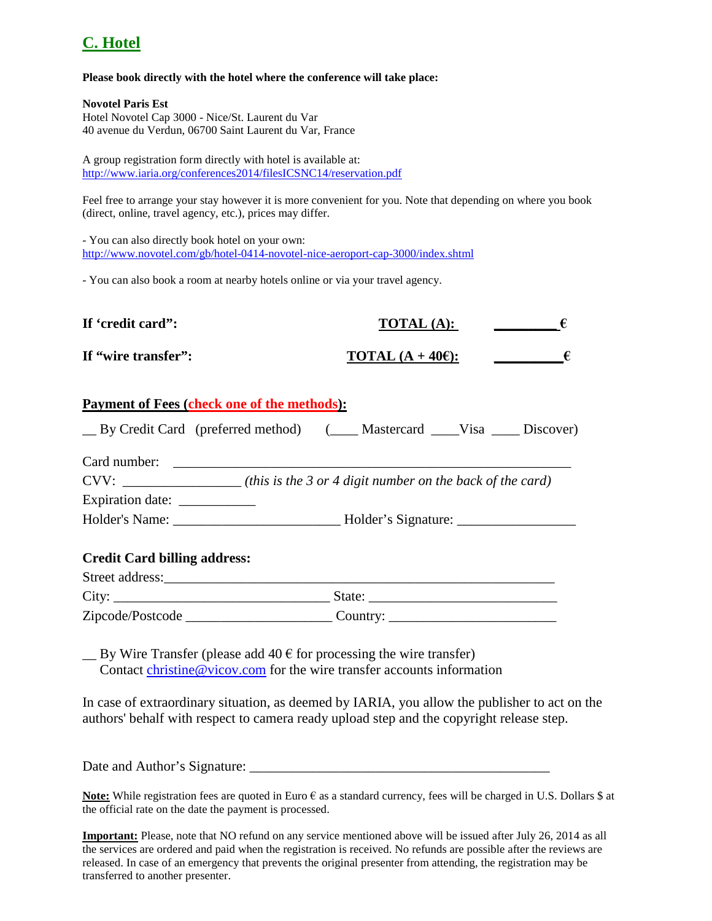## C. Hotel

**Please book directly with the hotel where the conference will take place:**

**Novotel Paris Est**
Hotel Novotel Cap 3000 - Nice/St. Laurent du Var
40 avenue du Verdun, 06700 Saint Laurent du Var, France

A group registration form directly with hotel is available at:
http://www.iaria.org/conferences2014/filesICSNC14/reservation.pdf

Feel free to arrange your stay however it is more convenient for you. Note that depending on where you book (direct, online, travel agency, etc.), prices may differ.

- You can also directly book hotel on your own:
http://www.novotel.com/gb/hotel-0414-novotel-nice-aeroport-cap-3000/index.shtml

- You can also book a room at nearby hotels online or via your travel agency.

**If 'credit card":** **TOTAL (A):** _________€

**If "wire transfer":** **TOTAL (A + 40€):** _________€

**Payment of Fees (check one of the methods):**

__ By Credit Card (preferred method) (____ Mastercard ____Visa ____ Discover)

Card number: ___________________________________________________________

CVV: _________________ *(this is the 3 or 4 digit number on the back of the card)*

Expiration date: ___________

Holder's Name: ________________________ Holder's Signature: _________________

**Credit Card billing address:**

Street address:_______________________________________________________

City: _______________________________ State: ___________________________

Zipcode/Postcode _____________________ Country: ________________________

__ By Wire Transfer (please add 40 € for processing the wire transfer)
Contact christine@vicov.com for the wire transfer accounts information

In case of extraordinary situation, as deemed by IARIA, you allow the publisher to act on the authors' behalf with respect to camera ready upload step and the copyright release step.

Date and Author's Signature: ____________________________________________

**Note:** While registration fees are quoted in Euro € as a standard currency, fees will be charged in U.S. Dollars $ at the official rate on the date the payment is processed.

**Important:** Please, note that NO refund on any service mentioned above will be issued after July 26, 2014 as all the services are ordered and paid when the registration is received. No refunds are possible after the reviews are released. In case of an emergency that prevents the original presenter from attending, the registration may be transferred to another presenter.